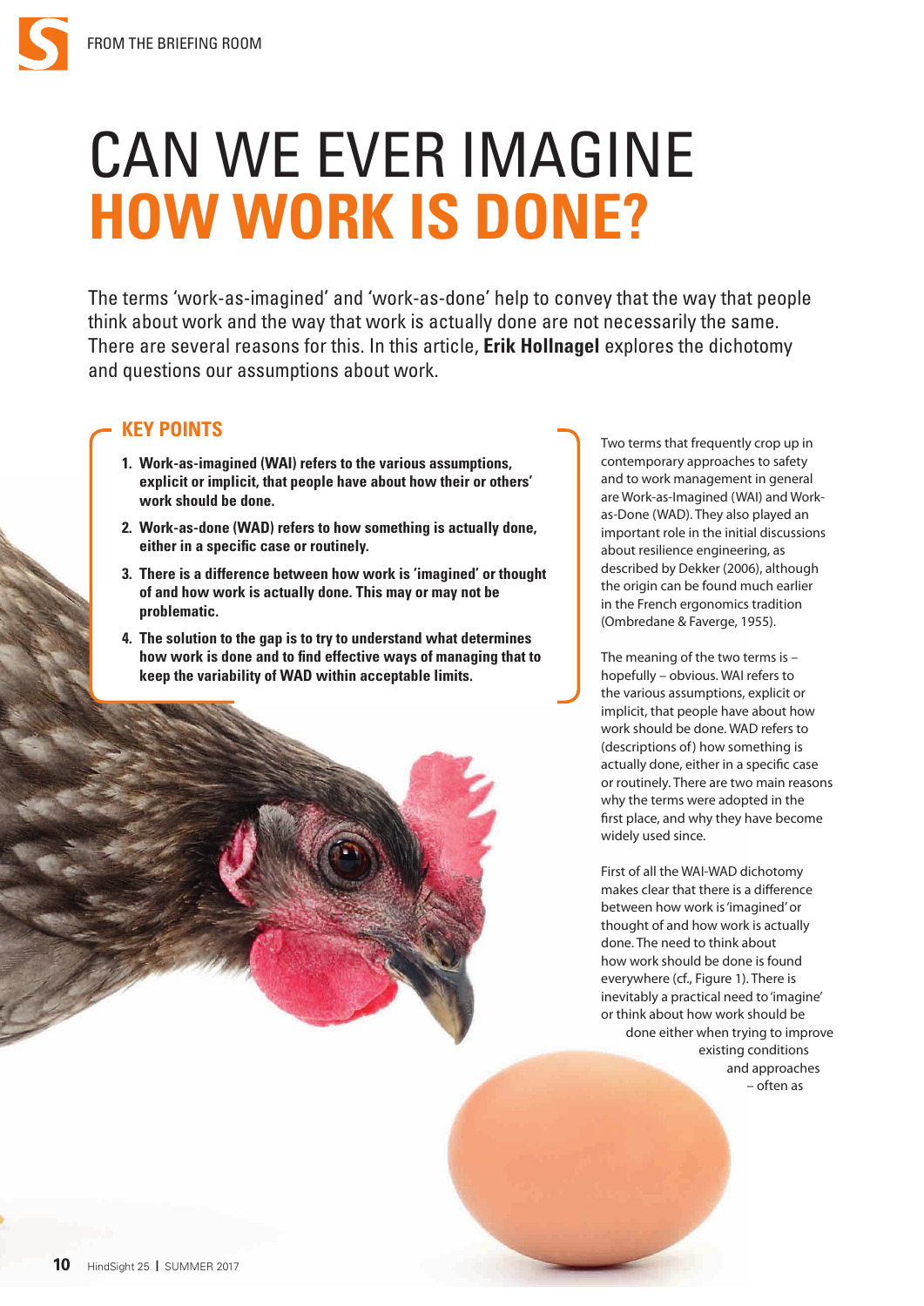# CAN WE EVER IMAGINE HOW WORK IS DONE?

The terms 'work-as-imagined' and 'work-as-done' help to convey that the way that people think about work and the way that work is actually done are not necessarily the same. There are several reasons for this. In this article, **Erik Hollnagel** explores the dichotomy and questions our assumptions about work.

## KEY POINTS

1. **Work-as-imagined (WAI) refers to the various assumptions, explicit or implicit, that people have about how their or others' work should be done.**
2. **Work-as-done (WAD) refers to how something is actually done, either in a specific case or routinely.**
3. **There is a difference between how work is 'imagined' or thought of and how work is actually done. This may or may not be problematic.**
4. **The solution to the gap is to try to understand what determines how work is done and to find effective ways of managing that to keep the variability of WAD within acceptable limits.**

Two terms that frequently crop up in contemporary approaches to safety and to work management in general are Work-as-Imagined (WAI) and Work-as-Done (WAD). They also played an important role in the initial discussions about resilience engineering, as described by Dekker (2006), although the origin can be found much earlier in the French ergonomics tradition (Ombredane & Faverge, 1955).

The meaning of the two terms is – hopefully – obvious. WAI refers to the various assumptions, explicit or implicit, that people have about how work should be done. WAD refers to (descriptions of) how something is actually done, either in a specific case or routinely. There are two main reasons why the terms were adopted in the first place, and why they have become widely used since.

First of all the WAI-WAD dichotomy makes clear that there is a difference between how work is 'imagined' or thought of and how work is actually done. The need to think about how work should be done is found everywhere (cf., Figure 1). There is inevitably a practical need to 'imagine' or think about how work should be done either when trying to improve existing conditions and approaches – often as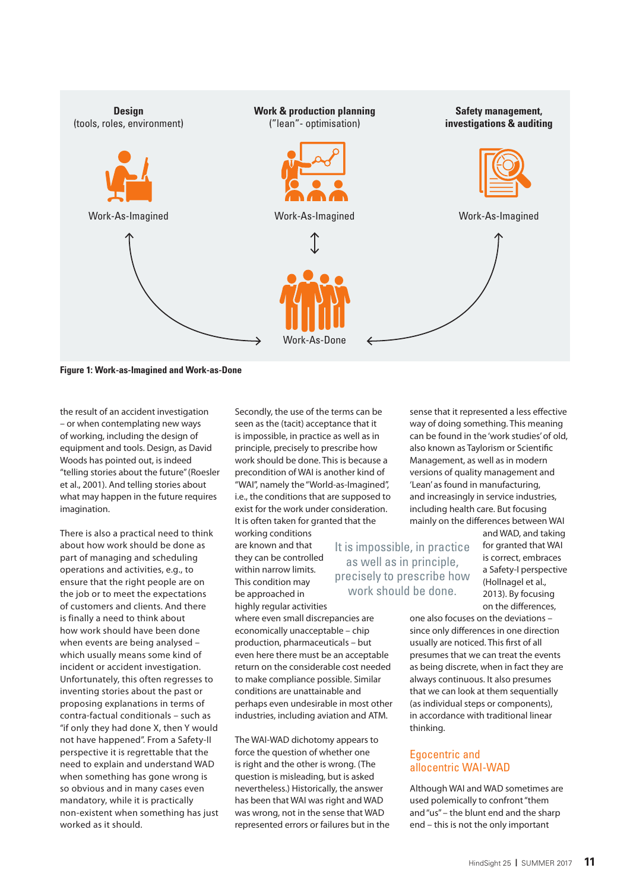Design
(tools, roles, environment)

Work & production planning
("lean"- optimisation)

Safety management, investigations & auditing

Work-As-Imagined

Work-As-Imagined

Work-As-Imagined

Work-As-Done

**Figure 1: Work-as-Imagined and Work-as-Done**

the result of an accident investigation – or when contemplating new ways of working, including the design of equipment and tools. Design, as David Woods has pointed out, is indeed "telling stories about the future" (Roesler et al., 2001). And telling stories about what may happen in the future requires imagination.

There is also a practical need to think about how work should be done as part of managing and scheduling operations and activities, e.g., to ensure that the right people are on the job or to meet the expectations of customers and clients. And there is finally a need to think about how work should have been done when events are being analysed – which usually means some kind of incident or accident investigation. Unfortunately, this often regresses to inventing stories about the past or proposing explanations in terms of contra-factual conditionals – such as "if only they had done X, then Y would not have happened". From a Safety-II perspective it is regrettable that the need to explain and understand WAD when something has gone wrong is so obvious and in many cases even mandatory, while it is practically non-existent when something has just worked as it should.

Secondly, the use of the terms can be seen as the (tacit) acceptance that it is impossible, in practice as well as in principle, precisely to prescribe how work should be done. This is because a precondition of WAI is another kind of "WAI", namely the "World-as-Imagined", i.e., the conditions that are supposed to exist for the work under consideration. It is often taken for granted that the working conditions are known and that they can be controlled within narrow limits. This condition may be approached in highly regular activities where even small discrepancies are economically unacceptable – chip production, pharmaceuticals – but even here there must be an acceptable return on the considerable cost needed to make compliance possible. Similar conditions are unattainable and perhaps even undesirable in most other industries, including aviation and ATM.

> It is impossible, in practice as well as in principle, precisely to prescribe how work should be done.

The WAI-WAD dichotomy appears to force the question of whether one is right and the other is wrong. (The question is misleading, but is asked nevertheless.) Historically, the answer has been that WAI was right and WAD was wrong, not in the sense that WAD represented errors or failures but in the sense that it represented a less effective way of doing something. This meaning can be found in the 'work studies' of old, also known as Taylorism or Scientific Management, as well as in modern versions of quality management and 'Lean' as found in manufacturing, and increasingly in service industries, including health care. But focusing mainly on the differences between WAI and WAD, and taking for granted that WAI is correct, embraces a Safety-I perspective (Hollnagel et al., 2013). By focusing on the differences, one also focuses on the deviations – since only differences in one direction usually are noticed. This first of all presumes that we can treat the events as being discrete, when in fact they are always continuous. It also presumes that we can look at them sequentially (as individual steps or components), in accordance with traditional linear thinking.

## Egocentric and allocentric WAI-WAD

Although WAI and WAD sometimes are used polemically to confront "them and "us" – the blunt end and the sharp end – this is not the only important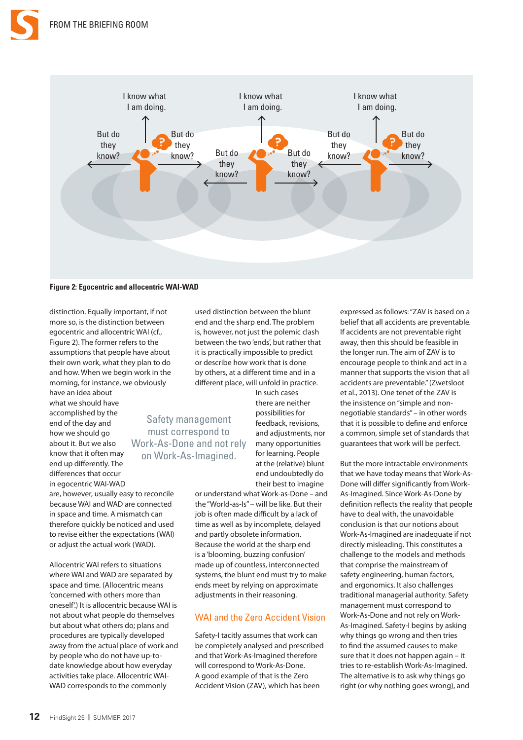Figure 2: Egocentric and allocentric WAI-WAD

distinction. Equally important, if not more so, is the distinction between egocentric and allocentric WAI (cf., Figure 2). The former refers to the assumptions that people have about their own work, what they plan to do and how. When we begin work in the morning, for instance, we obviously have an idea about what we should have accomplished by the end of the day and how we should go about it. But we also know that it often may end up differently. The differences that occur in egocentric WAI-WAD are, however, usually easy to reconcile because WAI and WAD are connected in space and time. A mismatch can therefore quickly be noticed and used to revise either the expectations (WAI) or adjust the actual work (WAD).

Allocentric WAI refers to situations where WAI and WAD are separated by space and time. (Allocentric means 'concerned with others more than oneself'.) It is allocentric because WAI is not about what people do themselves but about what others do; plans and procedures are typically developed away from the actual place of work and by people who do not have up-to-date knowledge about how everyday activities take place. Allocentric WAI-WAD corresponds to the commonly used distinction between the blunt end and the sharp end. The problem is, however, not just the polemic clash between the two 'ends', but rather that it is practically impossible to predict or describe how work that is done by others, at a different time and in a different place, will unfold in practice. In such cases there are neither possibilities for feedback, revisions, and adjustments, nor many opportunities for learning. People at the (relative) blunt end undoubtedly do their best to imagine or understand what Work-as-Done – and the "World-as-Is" – will be like. But their job is often made difficult by a lack of time as well as by incomplete, delayed and partly obsolete information. Because the world at the sharp end is a 'blooming, buzzing confusion' made up of countless, interconnected systems, the blunt end must try to make ends meet by relying on approximate adjustments in their reasoning.

> Safety management must correspond to Work-As-Done and not rely on Work-As-Imagined.

## WAI and the Zero Accident Vision

Safety-I tacitly assumes that work can be completely analysed and prescribed and that Work-As-Imagined therefore will correspond to Work-As-Done. A good example of that is the Zero Accident Vision (ZAV), which has been expressed as follows: "ZAV is based on a belief that all accidents are preventable. If accidents are not preventable right away, then this should be feasible in the longer run. The aim of ZAV is to encourage people to think and act in a manner that supports the vision that all accidents are preventable." (Zwetsloot et al., 2013). One tenet of the ZAV is the insistence on "simple and non-negotiable standards" – in other words that it is possible to define and enforce a common, simple set of standards that guarantees that work will be perfect.

But the more intractable environments that we have today means that Work-As-Done will differ significantly from Work-As-Imagined. Since Work-As-Done by definition reflects the reality that people have to deal with, the unavoidable conclusion is that our notions about Work-As-Imagined are inadequate if not directly misleading. This constitutes a challenge to the models and methods that comprise the mainstream of safety engineering, human factors, and ergonomics. It also challenges traditional managerial authority. Safety management must correspond to Work-As-Done and not rely on Work-As-Imagined. Safety-I begins by asking why things go wrong and then tries to find the assumed causes to make sure that it does not happen again – it tries to re-establish Work-As-Imagined. The alternative is to ask why things go right (or why nothing goes wrong), and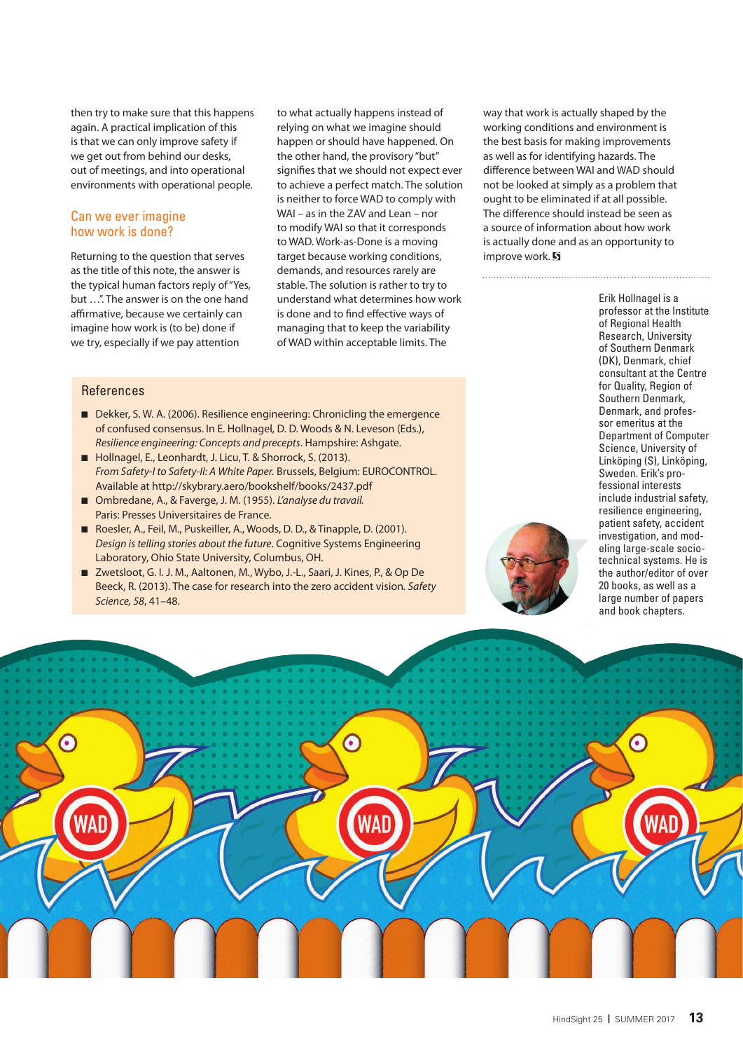then try to make sure that this happens again. A practical implication of this is that we can only improve safety if we get out from behind our desks, out of meetings, and into operational environments with operational people.

## Can we ever imagine how work is done?

Returning to the question that serves as the title of this note, the answer is the typical human factors reply of "Yes, but …". The answer is on the one hand affirmative, because we certainly can imagine how work is (to be) done if we try, especially if we pay attention to what actually happens instead of relying on what we imagine should happen or should have happened. On the other hand, the provisory "but" signifies that we should not expect ever to achieve a perfect match. The solution is neither to force WAD to comply with WAI – as in the ZAV and Lean – nor to modify WAI so that it corresponds to WAD. Work-as-Done is a moving target because working conditions, demands, and resources rarely are stable. The solution is rather to try to understand what determines how work is done and to find effective ways of managing that to keep the variability of WAD within acceptable limits. The way that work is actually shaped by the working conditions and environment is the best basis for making improvements as well as for identifying hazards. The difference between WAI and WAD should not be looked at simply as a problem that ought to be eliminated if at all possible. The difference should instead be seen as a source of information about how work is actually done and as an opportunity to improve work.

### References

- Dekker, S. W. A. (2006). Resilience engineering: Chronicling the emergence of confused consensus. In E. Hollnagel, D. D. Woods & N. Leveson (Eds.), *Resilience engineering: Concepts and precepts*. Hampshire: Ashgate.
- Hollnagel, E., Leonhardt, J. Licu, T. & Shorrock, S. (2013). *From Safety-I to Safety-II: A White Paper.* Brussels, Belgium: EUROCONTROL. Available at http://skybrary.aero/bookshelf/books/2437.pdf
- Ombredane, A., & Faverge, J. M. (1955). *L'analyse du travail.* Paris: Presses Universitaires de France.
- Roesler, A., Feil, M., Puskeiller, A., Woods, D. D., & Tinapple, D. (2001). *Design is telling stories about the future*. Cognitive Systems Engineering Laboratory, Ohio State University, Columbus, OH.
- Zwetsloot, G. I. J. M., Aaltonen, M., Wybo, J.-L., Saari, J. Kines, P., & Op De Beeck, R. (2013). The case for research into the zero accident vision. *Safety Science, 58*, 41–48.

Erik Hollnagel is a professor at the Institute of Regional Health Research, University of Southern Denmark (DK), Denmark, chief consultant at the Centre for Quality, Region of Southern Denmark, Denmark, and professor emeritus at the Department of Computer Science, University of Linköping (S), Linköping, Sweden. Erik's professional interests include industrial safety, resilience engineering, patient safety, accident investigation, and modeling large-scale socio-technical systems. He is the author/editor of over 20 books, as well as a large number of papers and book chapters.